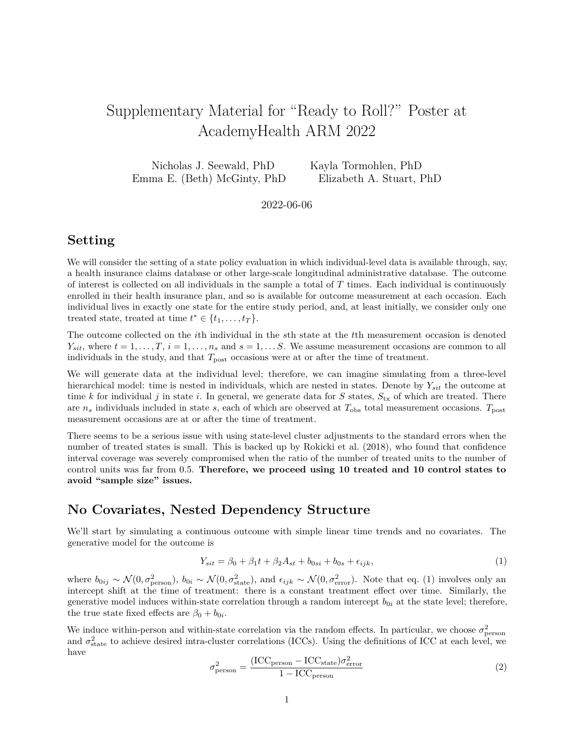# Supplementary Material for “Ready to Roll?” Poster at AcademyHealth ARM 2022

Nicholas J. Seewald, PhD    Kayla Tormohlen, PhD
Emma E. (Beth) McGinty, PhD    Elizabeth A. Stuart, PhD

2022-06-06

## Setting

We will consider the setting of a state policy evaluation in which individual-level data is available through, say, a health insurance claims database or other large-scale longitudinal administrative database. The outcome of interest is collected on all individuals in the sample a total of $T$ times. Each individual is continuously enrolled in their health insurance plan, and so is available for outcome measurement at each occasion. Each individual lives in exactly one state for the entire study period, and, at least initially, we consider only one treated state, treated at time $t^* \in \{t_1, \dots, t_T\}$.

The outcome collected on the $i$th individual in the $s$th state at the $t$th measurement occasion is denoted $Y_{sit}$, where $t = 1, \dots, T$, $i = 1, \dots, n_s$ and $s = 1, \dots S$. We assume measurement occasions are common to all individuals in the study, and that $T_{\text{post}}$ occasions were at or after the time of treatment.

We will generate data at the individual level; therefore, we can imagine simulating from a three-level hierarchical model: time is nested in individuals, which are nested in states. Denote by $Y_{sit}$ the outcome at time $k$ for individual $j$ in state $i$. In general, we generate data for $S$ states, $S_{\text{tx}}$ of which are treated. There are $n_s$ individuals included in state $s$, each of which are observed at $T_{\text{obs}}$ total measurement occasions. $T_{\text{post}}$ measurement occasions are at or after the time of treatment.

There seems to be a serious issue with using state-level cluster adjustments to the standard errors when the number of treated states is small. This is backed up by Rokicki et al. (2018), who found that confidence interval coverage was severely compromised when the ratio of the number of treated units to the number of control units was far from 0.5. **Therefore, we proceed using 10 treated and 10 control states to avoid “sample size” issues.**

## No Covariates, Nested Dependency Structure

We’ll start by simulating a continuous outcome with simple linear time trends and no covariates. The generative model for the outcome is

$$Y_{sit} = \beta_0 + \beta_1 t + \beta_2 A_{st} + b_{0si} + b_{0s} + \epsilon_{ijk}, \tag{1}$$

where $b_{0ij} \sim \mathcal{N}(0, \sigma^2_{\text{person}})$, $b_{0i} \sim \mathcal{N}(0, \sigma^2_{\text{state}})$, and $\epsilon_{ijk} \sim \mathcal{N}(0, \sigma^2_{\text{error}})$. Note that eq. (1) involves only an intercept shift at the time of treatment: there is a constant treatment effect over time. Similarly, the generative model induces within-state correlation through a random intercept $b_{0i}$ at the state level; therefore, the true state fixed effects are $\beta_0 + b_{0i}$.

We induce within-person and within-state correlation via the random effects. In particular, we choose $\sigma^2_{\text{person}}$ and $\sigma^2_{\text{state}}$ to achieve desired intra-cluster correlations (ICCs). Using the definitions of ICC at each level, we have

$$\sigma^2_{\text{person}} = \frac{(\text{ICC}_{\text{person}} - \text{ICC}_{\text{state}})\sigma^2_{\text{error}}}{1 - \text{ICC}_{\text{person}}} \tag{2}$$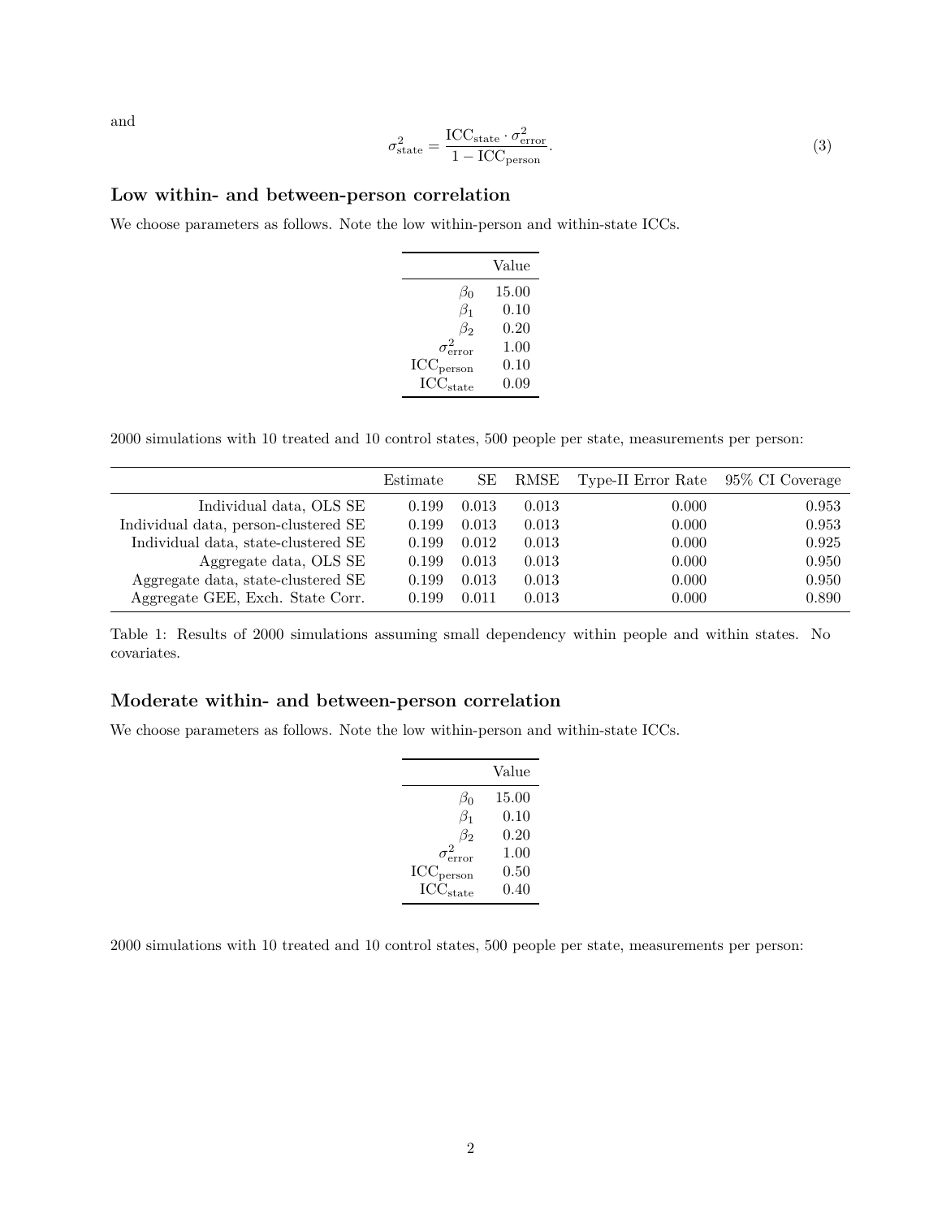and

$$
\sigma^2_{\text{state}} = \frac{\text{ICC}_{\text{state}} \cdot \sigma^2_{\text{error}}}{1 - \text{ICC}_{\text{person}}}. \tag{3}
$$

### Low within- and between-person correlation

We choose parameters as follows. Note the low within-person and within-state ICCs.

| | Value |
|---:|---:|
| $\beta_0$ | 15.00 |
| $\beta_1$ | 0.10 |
| $\beta_2$ | 0.20 |
| $\sigma^2_{\text{error}}$ | 1.00 |
| $\text{ICC}_{\text{person}}$ | 0.10 |
| $\text{ICC}_{\text{state}}$ | 0.09 |

2000 simulations with 10 treated and 10 control states, 500 people per state, measurements per person:

| | Estimate | SE | RMSE | Type-II Error Rate | 95% CI Coverage |
|---:|---:|---:|---:|---:|---:|
| Individual data, OLS SE | 0.199 | 0.013 | 0.013 | 0.000 | 0.953 |
| Individual data, person-clustered SE | 0.199 | 0.013 | 0.013 | 0.000 | 0.953 |
| Individual data, state-clustered SE | 0.199 | 0.012 | 0.013 | 0.000 | 0.925 |
| Aggregate data, OLS SE | 0.199 | 0.013 | 0.013 | 0.000 | 0.950 |
| Aggregate data, state-clustered SE | 0.199 | 0.013 | 0.013 | 0.000 | 0.950 |
| Aggregate GEE, Exch. State Corr. | 0.199 | 0.011 | 0.013 | 0.000 | 0.890 |

Table 1: Results of 2000 simulations assuming small dependency within people and within states. No covariates.

### Moderate within- and between-person correlation

We choose parameters as follows. Note the low within-person and within-state ICCs.

| | Value |
|---:|---:|
| $\beta_0$ | 15.00 |
| $\beta_1$ | 0.10 |
| $\beta_2$ | 0.20 |
| $\sigma^2_{\text{error}}$ | 1.00 |
| $\text{ICC}_{\text{person}}$ | 0.50 |
| $\text{ICC}_{\text{state}}$ | 0.40 |

2000 simulations with 10 treated and 10 control states, 500 people per state, measurements per person: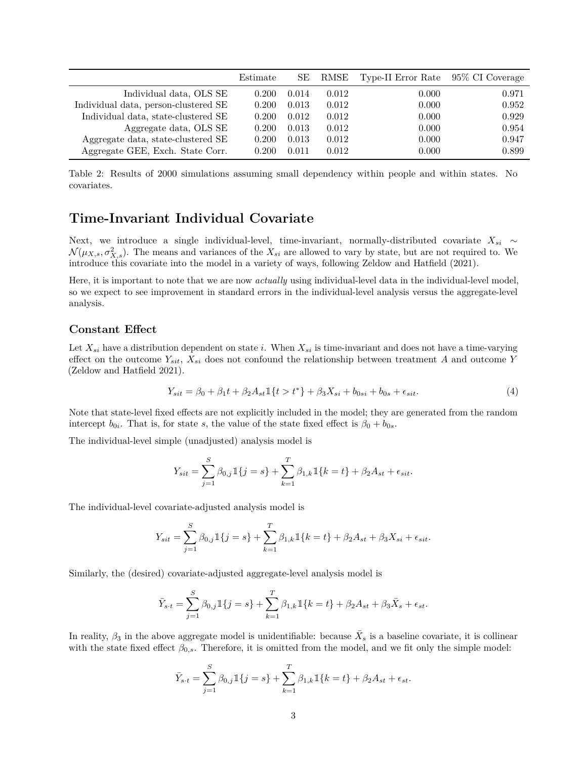| | Estimate | SE | RMSE | Type-II Error Rate | 95% CI Coverage |
|---|---|---|---|---|---|
| Individual data, OLS SE | 0.200 | 0.014 | 0.012 | 0.000 | 0.971 |
| Individual data, person-clustered SE | 0.200 | 0.013 | 0.012 | 0.000 | 0.952 |
| Individual data, state-clustered SE | 0.200 | 0.012 | 0.012 | 0.000 | 0.929 |
| Aggregate data, OLS SE | 0.200 | 0.013 | 0.012 | 0.000 | 0.954 |
| Aggregate data, state-clustered SE | 0.200 | 0.013 | 0.012 | 0.000 | 0.947 |
| Aggregate GEE, Exch. State Corr. | 0.200 | 0.011 | 0.012 | 0.000 | 0.899 |

Table 2: Results of 2000 simulations assuming small dependency within people and within states. No covariates.

## Time-Invariant Individual Covariate

Next, we introduce a single individual-level, time-invariant, normally-distributed covariate $X_{si} \sim \mathcal{N}(\mu_{X,s}, \sigma^2_{X,s})$. The means and variances of the $X_{si}$ are allowed to vary by state, but are not required to. We introduce this covariate into the model in a variety of ways, following Zeldow and Hatfield (2021).

Here, it is important to note that we are now *actually* using individual-level data in the individual-level model, so we expect to see improvement in standard errors in the individual-level analysis versus the aggregate-level analysis.

### Constant Effect

Let $X_{si}$ have a distribution dependent on state $i$. When $X_{si}$ is time-invariant and does not have a time-varying effect on the outcome $Y_{sit}$, $X_{si}$ does not confound the relationship between treatment $A$ and outcome $Y$ (Zeldow and Hatfield 2021).

$$Y_{sit} = \beta_0 + \beta_1 t + \beta_2 A_{st} \mathbb{1}\{t > t^*\} + \beta_3 X_{si} + b_{0si} + b_{0s} + \epsilon_{sit}. \tag{4}$$

Note that state-level fixed effects are not explicitly included in the model; they are generated from the random intercept $b_{0i}$. That is, for state $s$, the value of the state fixed effect is $\beta_0 + b_{0s}$.

The individual-level simple (unadjusted) analysis model is

$$Y_{sit} = \sum_{j=1}^{S} \beta_{0,j} \mathbb{1}\{j = s\} + \sum_{k=1}^{T} \beta_{1,k} \mathbb{1}\{k = t\} + \beta_2 A_{st} + \epsilon_{sit}.$$

The individual-level covariate-adjusted analysis model is

$$Y_{sit} = \sum_{j=1}^{S} \beta_{0,j} \mathbb{1}\{j = s\} + \sum_{k=1}^{T} \beta_{1,k} \mathbb{1}\{k = t\} + \beta_2 A_{st} + \beta_3 X_{si} + \epsilon_{sit}.$$

Similarly, the (desired) covariate-adjusted aggregate-level analysis model is

$$\bar{Y}_{s \cdot t} = \sum_{j=1}^{S} \beta_{0,j} \mathbb{1}\{j = s\} + \sum_{k=1}^{T} \beta_{1,k} \mathbb{1}\{k = t\} + \beta_2 A_{st} + \beta_3 \bar{X}_s + \epsilon_{st}.$$

In reality, $\beta_3$ in the above aggregate model is unidentifiable: because $\bar{X}_s$ is a baseline covariate, it is collinear with the state fixed effect $\beta_{0,s}$. Therefore, it is omitted from the model, and we fit only the simple model:

$$\bar{Y}_{s \cdot t} = \sum_{j=1}^{S} \beta_{0,j} \mathbb{1}\{j = s\} + \sum_{k=1}^{T} \beta_{1,k} \mathbb{1}\{k = t\} + \beta_2 A_{st} + \epsilon_{st}.$$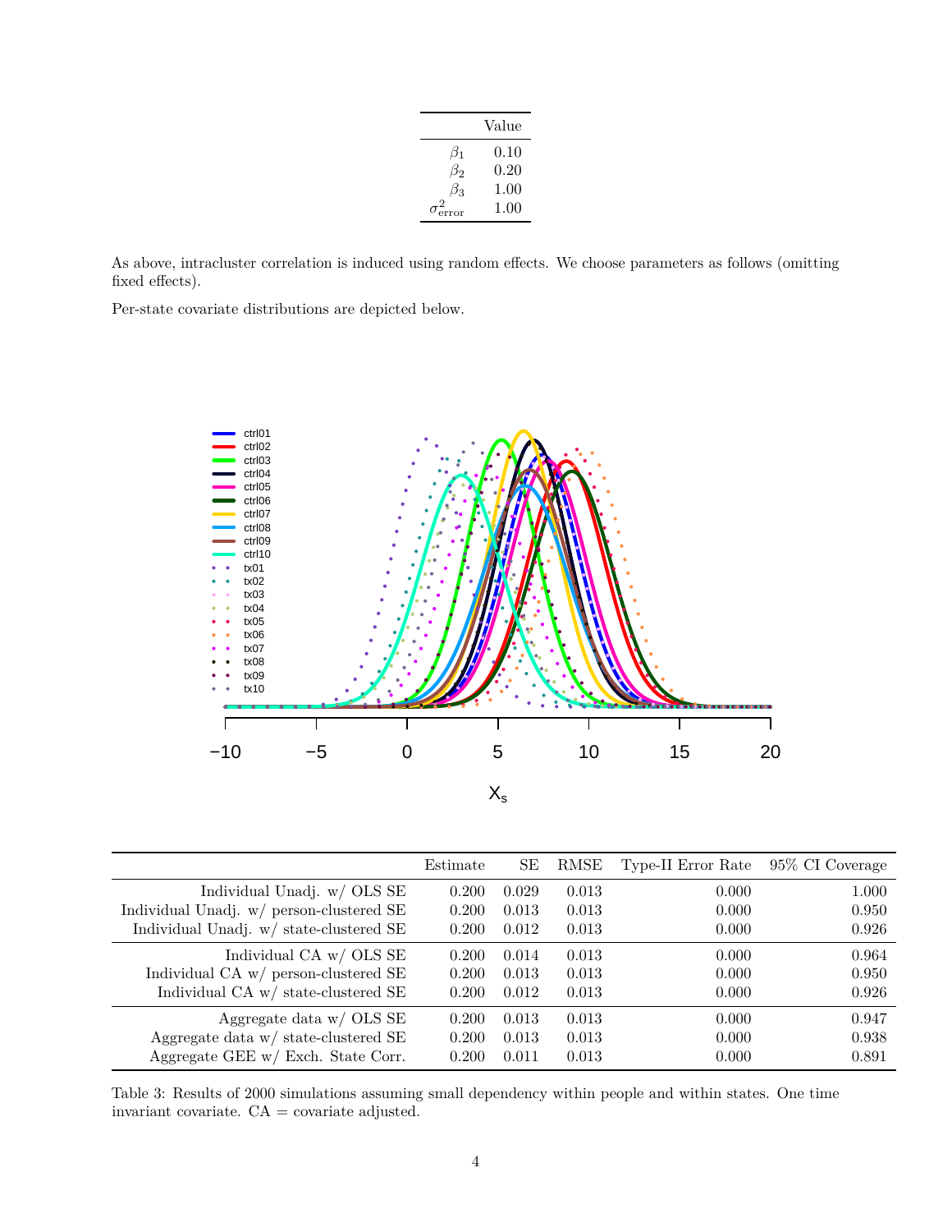| | Value |
|---|---|
| $\beta_1$ | 0.10 |
| $\beta_2$ | 0.20 |
| $\beta_3$ | 1.00 |
| $\sigma^2_{\text{error}}$ | 1.00 |

As above, intracluster correlation is induced using random effects. We choose parameters as follows (omitting fixed effects).

Per-state covariate distributions are depicted below.

| | Estimate | SE | RMSE | Type-II Error Rate | 95% CI Coverage |
|---|---|---|---|---|---|
| Individual Unadj. w/ OLS SE | 0.200 | 0.029 | 0.013 | 0.000 | 1.000 |
| Individual Unadj. w/ person-clustered SE | 0.200 | 0.013 | 0.013 | 0.000 | 0.950 |
| Individual Unadj. w/ state-clustered SE | 0.200 | 0.012 | 0.013 | 0.000 | 0.926 |
| Individual CA w/ OLS SE | 0.200 | 0.014 | 0.013 | 0.000 | 0.964 |
| Individual CA w/ person-clustered SE | 0.200 | 0.013 | 0.013 | 0.000 | 0.950 |
| Individual CA w/ state-clustered SE | 0.200 | 0.012 | 0.013 | 0.000 | 0.926 |
| Aggregate data w/ OLS SE | 0.200 | 0.013 | 0.013 | 0.000 | 0.947 |
| Aggregate data w/ state-clustered SE | 0.200 | 0.013 | 0.013 | 0.000 | 0.938 |
| Aggregate GEE w/ Exch. State Corr. | 0.200 | 0.011 | 0.013 | 0.000 | 0.891 |

Table 3: Results of 2000 simulations assuming small dependency within people and within states. One time invariant covariate. CA = covariate adjusted.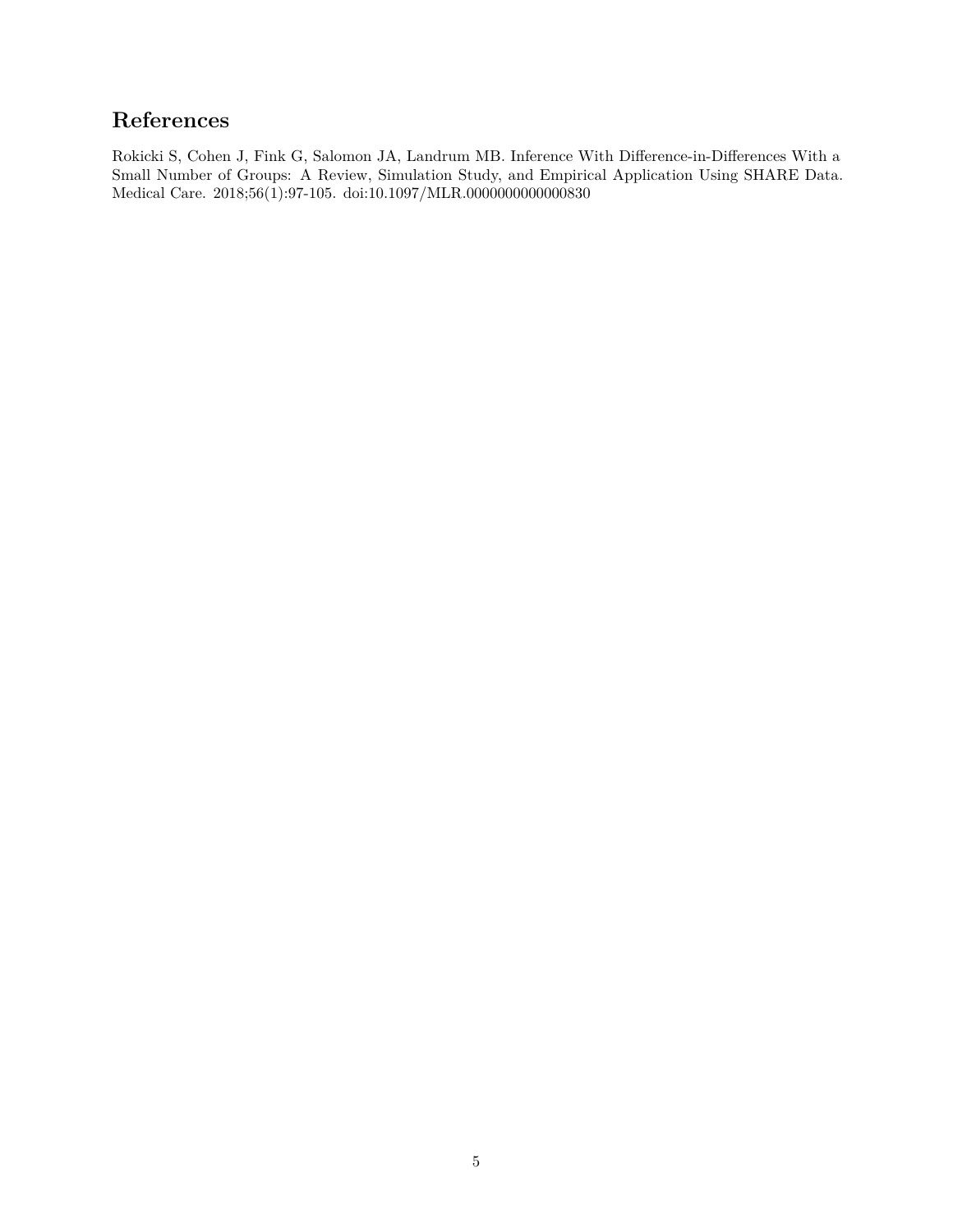## References

Rokicki S, Cohen J, Fink G, Salomon JA, Landrum MB. Inference With Difference-in-Differences With a Small Number of Groups: A Review, Simulation Study, and Empirical Application Using SHARE Data. Medical Care. 2018;56(1):97-105. doi:10.1097/MLR.0000000000000830